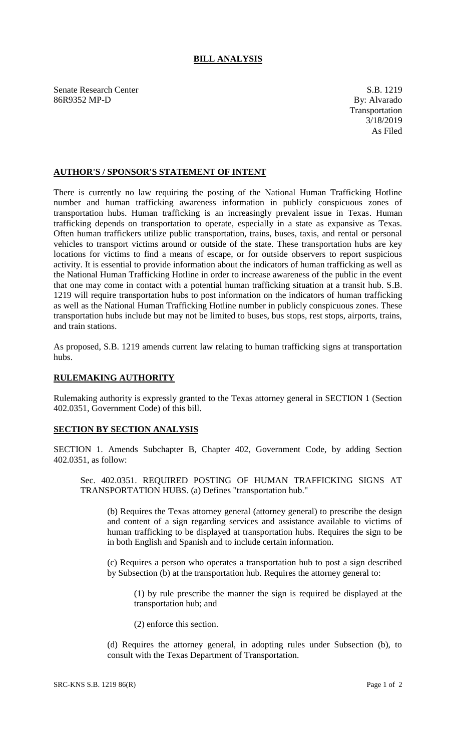# BILL ANALYSIS

Senate Research Center
86R9352 MP-D

S.B. 1219
By: Alvarado
Transportation
3/18/2019
As Filed

## AUTHOR'S / SPONSOR'S STATEMENT OF INTENT

There is currently no law requiring the posting of the National Human Trafficking Hotline number and human trafficking awareness information in publicly conspicuous zones of transportation hubs. Human trafficking is an increasingly prevalent issue in Texas. Human trafficking depends on transportation to operate, especially in a state as expansive as Texas. Often human traffickers utilize public transportation, trains, buses, taxis, and rental or personal vehicles to transport victims around or outside of the state. These transportation hubs are key locations for victims to find a means of escape, or for outside observers to report suspicious activity. It is essential to provide information about the indicators of human trafficking as well as the National Human Trafficking Hotline in order to increase awareness of the public in the event that one may come in contact with a potential human trafficking situation at a transit hub. S.B. 1219 will require transportation hubs to post information on the indicators of human trafficking as well as the National Human Trafficking Hotline number in publicly conspicuous zones. These transportation hubs include but may not be limited to buses, bus stops, rest stops, airports, trains, and train stations.

As proposed, S.B. 1219 amends current law relating to human trafficking signs at transportation hubs.

## RULEMAKING AUTHORITY

Rulemaking authority is expressly granted to the Texas attorney general in SECTION 1 (Section 402.0351, Government Code) of this bill.

## SECTION BY SECTION ANALYSIS

SECTION 1. Amends Subchapter B, Chapter 402, Government Code, by adding Section 402.0351, as follow:

> Sec. 402.0351. REQUIRED POSTING OF HUMAN TRAFFICKING SIGNS AT TRANSPORTATION HUBS. (a) Defines "transportation hub."
>
> > (b) Requires the Texas attorney general (attorney general) to prescribe the design and content of a sign regarding services and assistance available to victims of human trafficking to be displayed at transportation hubs. Requires the sign to be in both English and Spanish and to include certain information.
> >
> > (c) Requires a person who operates a transportation hub to post a sign described by Subsection (b) at the transportation hub. Requires the attorney general to:
> >
> > > (1) by rule prescribe the manner the sign is required be displayed at the transportation hub; and
> > >
> > > (2) enforce this section.
> >
> > (d) Requires the attorney general, in adopting rules under Subsection (b), to consult with the Texas Department of Transportation.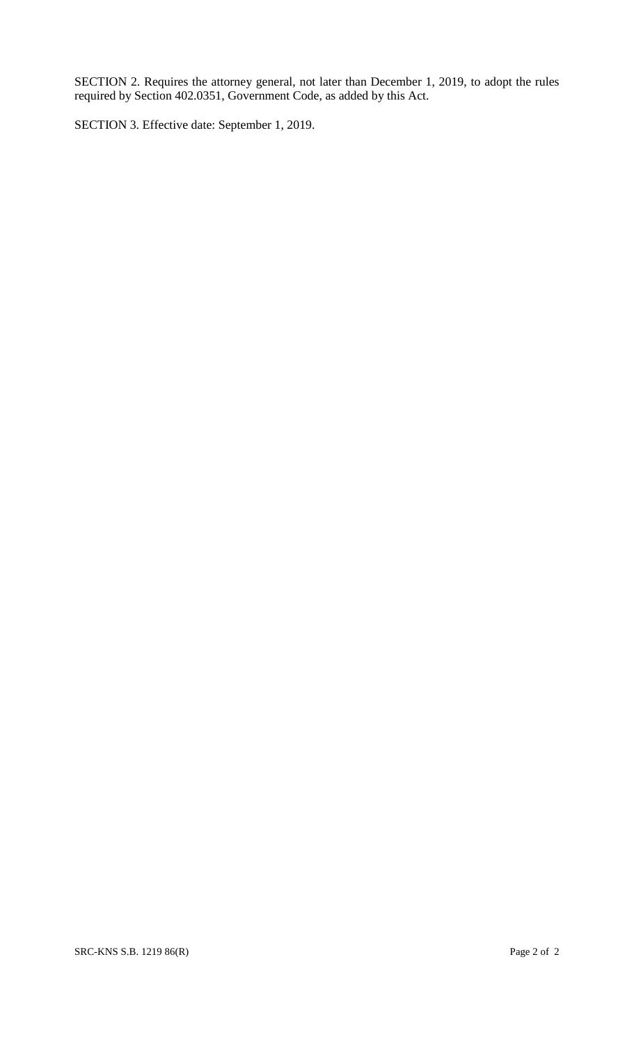SECTION 2. Requires the attorney general, not later than December 1, 2019, to adopt the rules required by Section 402.0351, Government Code, as added by this Act.

SECTION 3. Effective date: September 1, 2019.